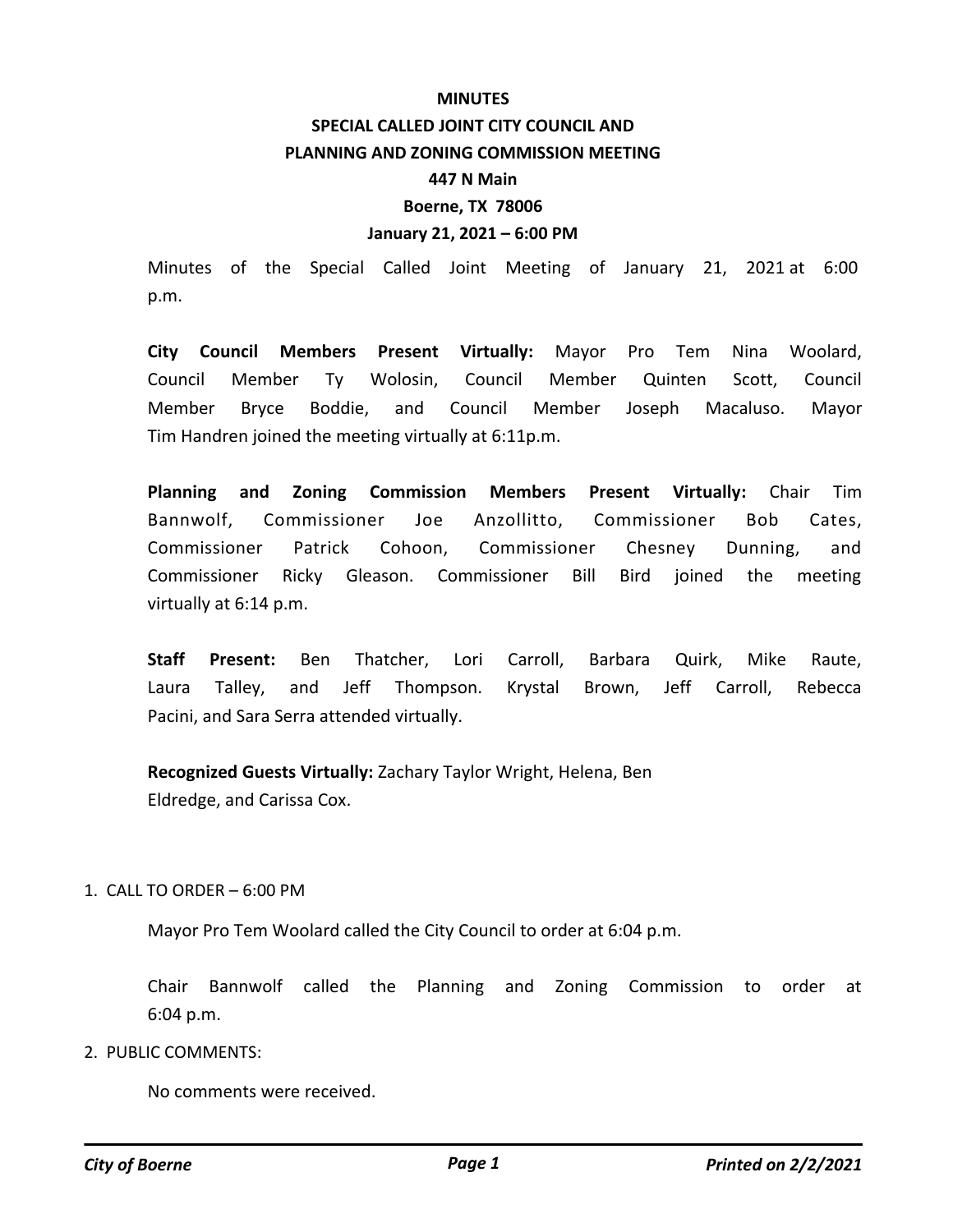# MINUTES

## SPECIAL CALLED JOINT CITY COUNCIL AND PLANNING AND ZONING COMMISSION MEETING

**447 N Main**

**Boerne, TX 78006**

**January 21, 2021 – 6:00 PM**

Minutes of the Special Called Joint Meeting of January 21, 2021 at 6:00 p.m.

**City Council Members Present Virtually:** Mayor Pro Tem Nina Woolard, Council Member Ty Wolosin, Council Member Quinten Scott, Council Member Bryce Boddie, and Council Member Joseph Macaluso. Mayor Tim Handren joined the meeting virtually at 6:11p.m.

**Planning and Zoning Commission Members Present Virtually:** Chair Tim Bannwolf, Commissioner Joe Anzollitto, Commissioner Bob Cates, Commissioner Patrick Cohoon, Commissioner Chesney Dunning, and Commissioner Ricky Gleason. Commissioner Bill Bird joined the meeting virtually at 6:14 p.m.

**Staff Present:** Ben Thatcher, Lori Carroll, Barbara Quirk, Mike Raute, Laura Talley, and Jeff Thompson. Krystal Brown, Jeff Carroll, Rebecca Pacini, and Sara Serra attended virtually.

**Recognized Guests Virtually:** Zachary Taylor Wright, Helena, Ben Eldredge, and Carissa Cox.

1. CALL TO ORDER – 6:00 PM

   Mayor Pro Tem Woolard called the City Council to order at 6:04 p.m.

   Chair Bannwolf called the Planning and Zoning Commission to order at 6:04 p.m.

2. PUBLIC COMMENTS:

   No comments were received.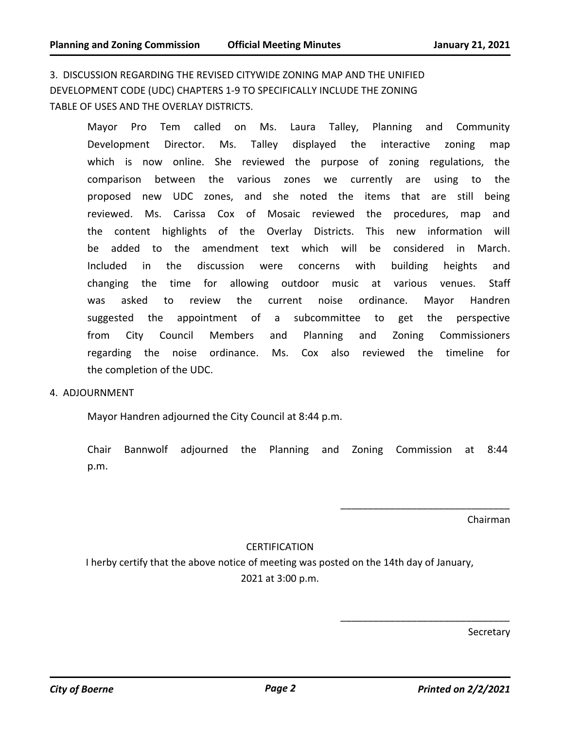3. DISCUSSION REGARDING THE REVISED CITYWIDE ZONING MAP AND THE UNIFIED DEVELOPMENT CODE (UDC) CHAPTERS 1-9 TO SPECIFICALLY INCLUDE THE ZONING TABLE OF USES AND THE OVERLAY DISTRICTS.

Mayor Pro Tem called on Ms. Laura Talley, Planning and Community Development Director. Ms. Talley displayed the interactive zoning map which is now online. She reviewed the purpose of zoning regulations, the comparison between the various zones we currently are using to the proposed new UDC zones, and she noted the items that are still being reviewed. Ms. Carissa Cox of Mosaic reviewed the procedures, map and the content highlights of the Overlay Districts. This new information will be added to the amendment text which will be considered in March. Included in the discussion were concerns with building heights and changing the time for allowing outdoor music at various venues. Staff was asked to review the current noise ordinance. Mayor Handren suggested the appointment of a subcommittee to get the perspective from City Council Members and Planning and Zoning Commissioners regarding the noise ordinance. Ms. Cox also reviewed the timeline for the completion of the UDC.

4. ADJOURNMENT

Mayor Handren adjourned the City Council at 8:44 p.m.

Chair Bannwolf adjourned the Planning and Zoning Commission at 8:44 p.m.

\_\_\_\_\_\_\_\_\_\_\_\_\_\_\_\_\_\_\_\_\_\_\_\_\_\_\_\_\_\_

Chairman

CERTIFICATION

I herby certify that the above notice of meeting was posted on the 14th day of January, 2021 at 3:00 p.m.

\_\_\_\_\_\_\_\_\_\_\_\_\_\_\_\_\_\_\_\_\_\_\_\_\_\_\_\_\_\_

Secretary